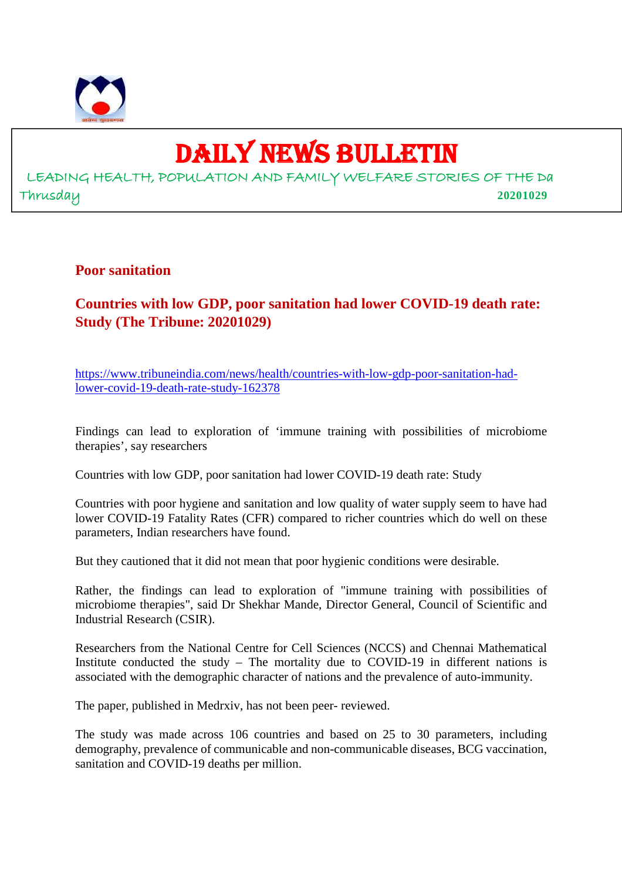# DAILY NEWS BULLETIN

LEADING HEALTH, POPULATION AND FAMILY WELFARE STORIES OF THE Da

Thrusday **20201029**

## Poor sanitation

## Countries with low GDP, poor sanitation had lower COVID-19 death rate: Study (The Tribune: 20201029)

https://www.tribuneindia.com/news/health/countries-with-low-gdp-poor-sanitation-had-lower-covid-19-death-rate-study-162378

Findings can lead to exploration of 'immune training with possibilities of microbiome therapies', say researchers

Countries with low GDP, poor sanitation had lower COVID-19 death rate: Study

Countries with poor hygiene and sanitation and low quality of water supply seem to have had lower COVID-19 Fatality Rates (CFR) compared to richer countries which do well on these parameters, Indian researchers have found.

But they cautioned that it did not mean that poor hygienic conditions were desirable.

Rather, the findings can lead to exploration of "immune training with possibilities of microbiome therapies", said Dr Shekhar Mande, Director General, Council of Scientific and Industrial Research (CSIR).

Researchers from the National Centre for Cell Sciences (NCCS) and Chennai Mathematical Institute conducted the study – The mortality due to COVID-19 in different nations is associated with the demographic character of nations and the prevalence of auto-immunity.

The paper, published in Medrxiv, has not been peer- reviewed.

The study was made across 106 countries and based on 25 to 30 parameters, including demography, prevalence of communicable and non-communicable diseases, BCG vaccination, sanitation and COVID-19 deaths per million.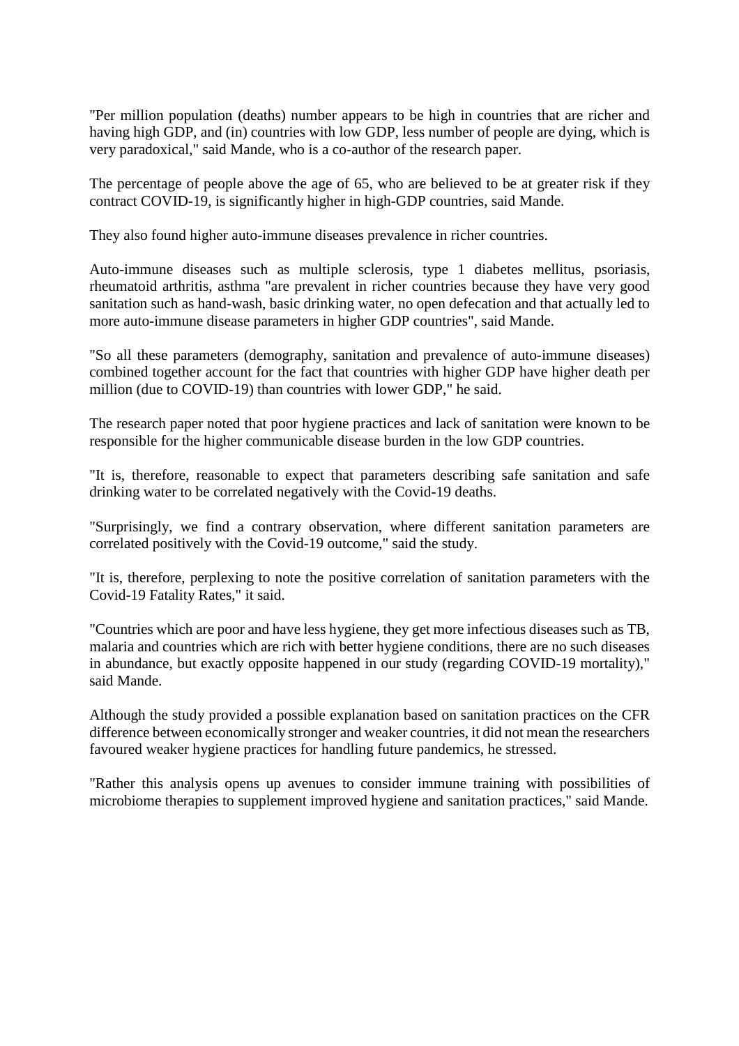"Per million population (deaths) number appears to be high in countries that are richer and having high GDP, and (in) countries with low GDP, less number of people are dying, which is very paradoxical," said Mande, who is a co-author of the research paper.

The percentage of people above the age of 65, who are believed to be at greater risk if they contract COVID-19, is significantly higher in high-GDP countries, said Mande.

They also found higher auto-immune diseases prevalence in richer countries.

Auto-immune diseases such as multiple sclerosis, type 1 diabetes mellitus, psoriasis, rheumatoid arthritis, asthma "are prevalent in richer countries because they have very good sanitation such as hand-wash, basic drinking water, no open defecation and that actually led to more auto-immune disease parameters in higher GDP countries", said Mande.

"So all these parameters (demography, sanitation and prevalence of auto-immune diseases) combined together account for the fact that countries with higher GDP have higher death per million (due to COVID-19) than countries with lower GDP," he said.

The research paper noted that poor hygiene practices and lack of sanitation were known to be responsible for the higher communicable disease burden in the low GDP countries.

"It is, therefore, reasonable to expect that parameters describing safe sanitation and safe drinking water to be correlated negatively with the Covid-19 deaths.

"Surprisingly, we find a contrary observation, where different sanitation parameters are correlated positively with the Covid-19 outcome," said the study.

"It is, therefore, perplexing to note the positive correlation of sanitation parameters with the Covid-19 Fatality Rates," it said.

"Countries which are poor and have less hygiene, they get more infectious diseases such as TB, malaria and countries which are rich with better hygiene conditions, there are no such diseases in abundance, but exactly opposite happened in our study (regarding COVID-19 mortality)," said Mande.

Although the study provided a possible explanation based on sanitation practices on the CFR difference between economically stronger and weaker countries, it did not mean the researchers favoured weaker hygiene practices for handling future pandemics, he stressed.

"Rather this analysis opens up avenues to consider immune training with possibilities of microbiome therapies to supplement improved hygiene and sanitation practices," said Mande.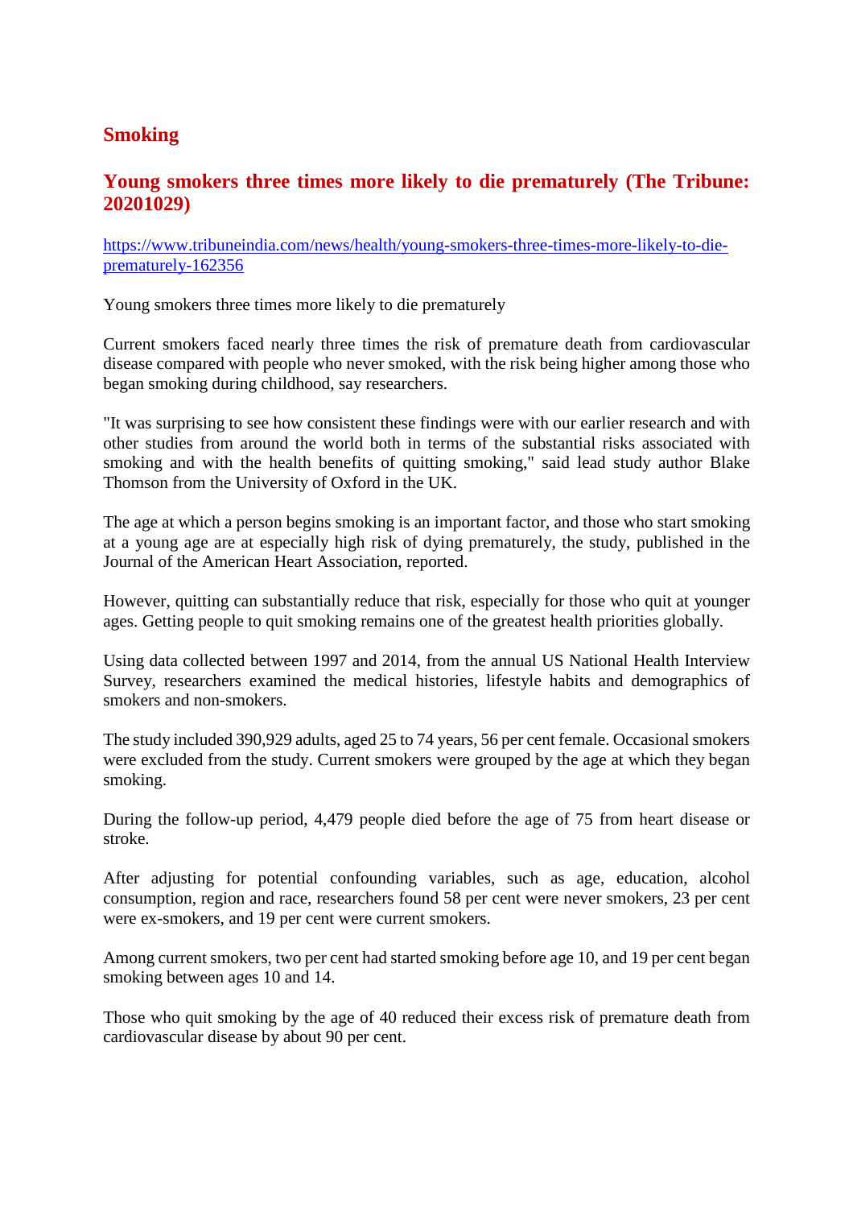## Smoking

### Young smokers three times more likely to die prematurely (The Tribune: 20201029)

https://www.tribuneindia.com/news/health/young-smokers-three-times-more-likely-to-die-prematurely-162356

Young smokers three times more likely to die prematurely

Current smokers faced nearly three times the risk of premature death from cardiovascular disease compared with people who never smoked, with the risk being higher among those who began smoking during childhood, say researchers.

"It was surprising to see how consistent these findings were with our earlier research and with other studies from around the world both in terms of the substantial risks associated with smoking and with the health benefits of quitting smoking," said lead study author Blake Thomson from the University of Oxford in the UK.

The age at which a person begins smoking is an important factor, and those who start smoking at a young age are at especially high risk of dying prematurely, the study, published in the Journal of the American Heart Association, reported.

However, quitting can substantially reduce that risk, especially for those who quit at younger ages. Getting people to quit smoking remains one of the greatest health priorities globally.

Using data collected between 1997 and 2014, from the annual US National Health Interview Survey, researchers examined the medical histories, lifestyle habits and demographics of smokers and non-smokers.

The study included 390,929 adults, aged 25 to 74 years, 56 per cent female. Occasional smokers were excluded from the study. Current smokers were grouped by the age at which they began smoking.

During the follow-up period, 4,479 people died before the age of 75 from heart disease or stroke.

After adjusting for potential confounding variables, such as age, education, alcohol consumption, region and race, researchers found 58 per cent were never smokers, 23 per cent were ex-smokers, and 19 per cent were current smokers.

Among current smokers, two per cent had started smoking before age 10, and 19 per cent began smoking between ages 10 and 14.

Those who quit smoking by the age of 40 reduced their excess risk of premature death from cardiovascular disease by about 90 per cent.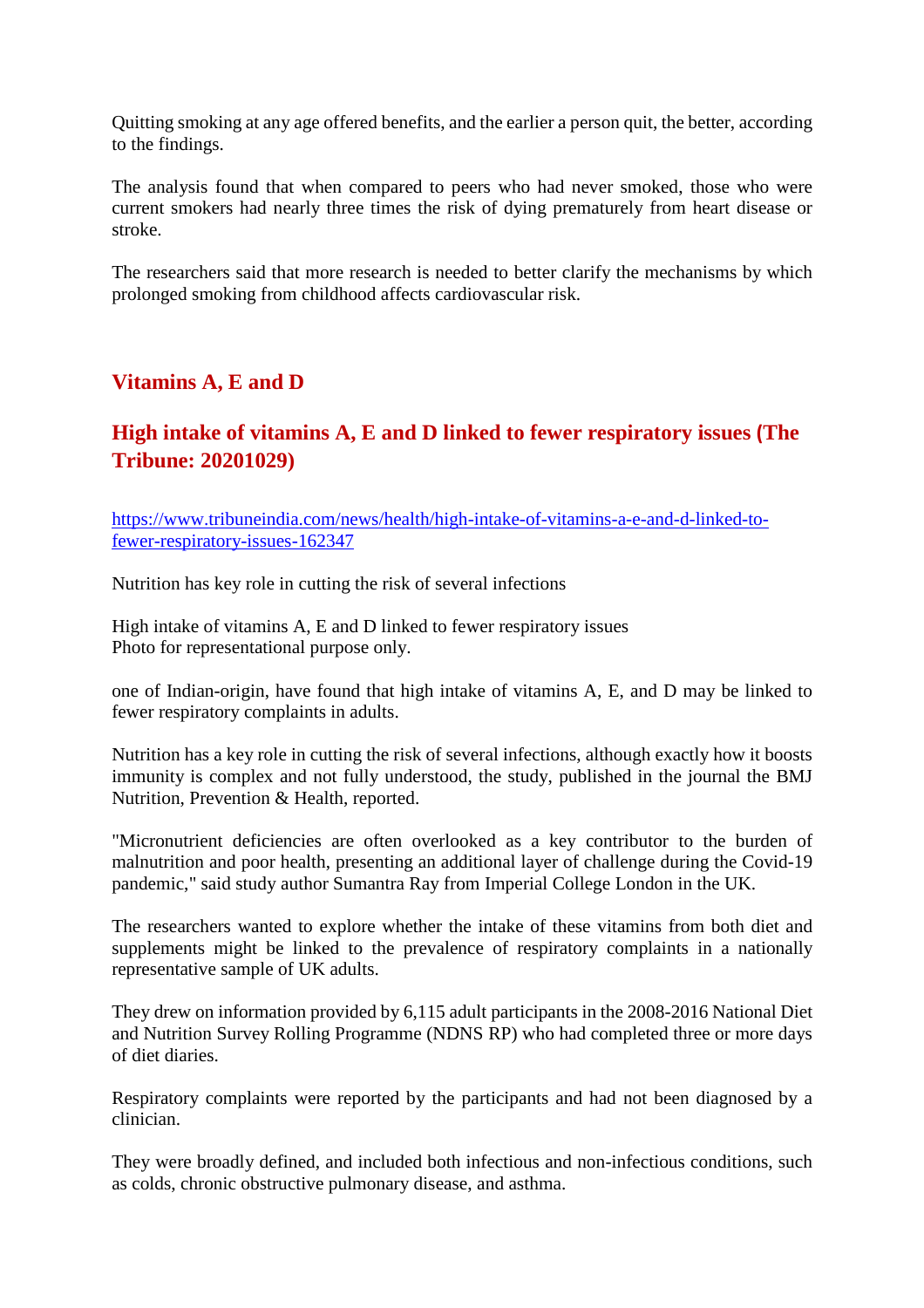Quitting smoking at any age offered benefits, and the earlier a person quit, the better, according to the findings.

The analysis found that when compared to peers who had never smoked, those who were current smokers had nearly three times the risk of dying prematurely from heart disease or stroke.

The researchers said that more research is needed to better clarify the mechanisms by which prolonged smoking from childhood affects cardiovascular risk.

## Vitamins A, E and D

## High intake of vitamins A, E and D linked to fewer respiratory issues (The Tribune: 20201029)

https://www.tribuneindia.com/news/health/high-intake-of-vitamins-a-e-and-d-linked-to-fewer-respiratory-issues-162347

Nutrition has key role in cutting the risk of several infections

High intake of vitamins A, E and D linked to fewer respiratory issues
Photo for representational purpose only.

one of Indian-origin, have found that high intake of vitamins A, E, and D may be linked to fewer respiratory complaints in adults.

Nutrition has a key role in cutting the risk of several infections, although exactly how it boosts immunity is complex and not fully understood, the study, published in the journal the BMJ Nutrition, Prevention & Health, reported.

"Micronutrient deficiencies are often overlooked as a key contributor to the burden of malnutrition and poor health, presenting an additional layer of challenge during the Covid-19 pandemic," said study author Sumantra Ray from Imperial College London in the UK.

The researchers wanted to explore whether the intake of these vitamins from both diet and supplements might be linked to the prevalence of respiratory complaints in a nationally representative sample of UK adults.

They drew on information provided by 6,115 adult participants in the 2008-2016 National Diet and Nutrition Survey Rolling Programme (NDNS RP) who had completed three or more days of diet diaries.

Respiratory complaints were reported by the participants and had not been diagnosed by a clinician.

They were broadly defined, and included both infectious and non-infectious conditions, such as colds, chronic obstructive pulmonary disease, and asthma.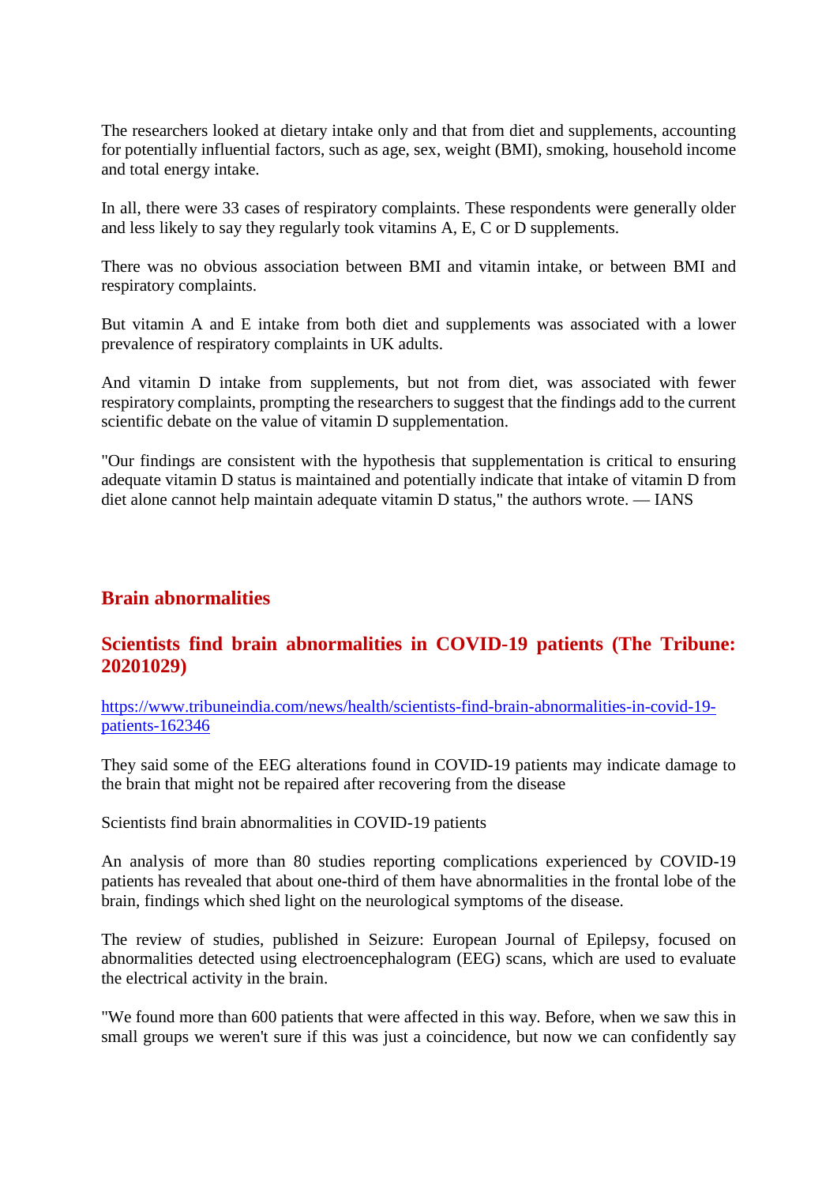The researchers looked at dietary intake only and that from diet and supplements, accounting for potentially influential factors, such as age, sex, weight (BMI), smoking, household income and total energy intake.

In all, there were 33 cases of respiratory complaints. These respondents were generally older and less likely to say they regularly took vitamins A, E, C or D supplements.

There was no obvious association between BMI and vitamin intake, or between BMI and respiratory complaints.

But vitamin A and E intake from both diet and supplements was associated with a lower prevalence of respiratory complaints in UK adults.

And vitamin D intake from supplements, but not from diet, was associated with fewer respiratory complaints, prompting the researchers to suggest that the findings add to the current scientific debate on the value of vitamin D supplementation.

"Our findings are consistent with the hypothesis that supplementation is critical to ensuring adequate vitamin D status is maintained and potentially indicate that intake of vitamin D from diet alone cannot help maintain adequate vitamin D status," the authors wrote. — IANS

## Brain abnormalities

### Scientists find brain abnormalities in COVID-19 patients (The Tribune: 20201029)

https://www.tribuneindia.com/news/health/scientists-find-brain-abnormalities-in-covid-19-patients-162346

They said some of the EEG alterations found in COVID-19 patients may indicate damage to the brain that might not be repaired after recovering from the disease

Scientists find brain abnormalities in COVID-19 patients

An analysis of more than 80 studies reporting complications experienced by COVID-19 patients has revealed that about one-third of them have abnormalities in the frontal lobe of the brain, findings which shed light on the neurological symptoms of the disease.

The review of studies, published in Seizure: European Journal of Epilepsy, focused on abnormalities detected using electroencephalogram (EEG) scans, which are used to evaluate the electrical activity in the brain.

"We found more than 600 patients that were affected in this way. Before, when we saw this in small groups we weren't sure if this was just a coincidence, but now we can confidently say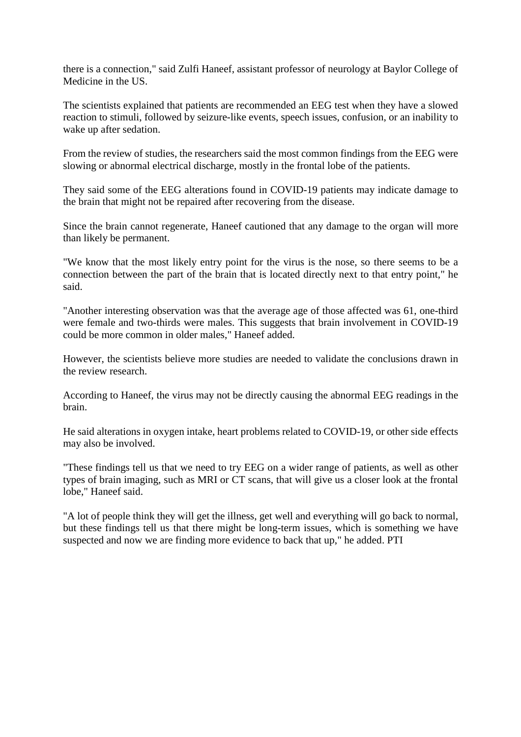there is a connection," said Zulfi Haneef, assistant professor of neurology at Baylor College of Medicine in the US.

The scientists explained that patients are recommended an EEG test when they have a slowed reaction to stimuli, followed by seizure-like events, speech issues, confusion, or an inability to wake up after sedation.

From the review of studies, the researchers said the most common findings from the EEG were slowing or abnormal electrical discharge, mostly in the frontal lobe of the patients.

They said some of the EEG alterations found in COVID-19 patients may indicate damage to the brain that might not be repaired after recovering from the disease.

Since the brain cannot regenerate, Haneef cautioned that any damage to the organ will more than likely be permanent.

"We know that the most likely entry point for the virus is the nose, so there seems to be a connection between the part of the brain that is located directly next to that entry point," he said.

"Another interesting observation was that the average age of those affected was 61, one-third were female and two-thirds were males. This suggests that brain involvement in COVID-19 could be more common in older males," Haneef added.

However, the scientists believe more studies are needed to validate the conclusions drawn in the review research.

According to Haneef, the virus may not be directly causing the abnormal EEG readings in the brain.

He said alterations in oxygen intake, heart problems related to COVID-19, or other side effects may also be involved.

"These findings tell us that we need to try EEG on a wider range of patients, as well as other types of brain imaging, such as MRI or CT scans, that will give us a closer look at the frontal lobe," Haneef said.

"A lot of people think they will get the illness, get well and everything will go back to normal, but these findings tell us that there might be long-term issues, which is something we have suspected and now we are finding more evidence to back that up," he added. PTI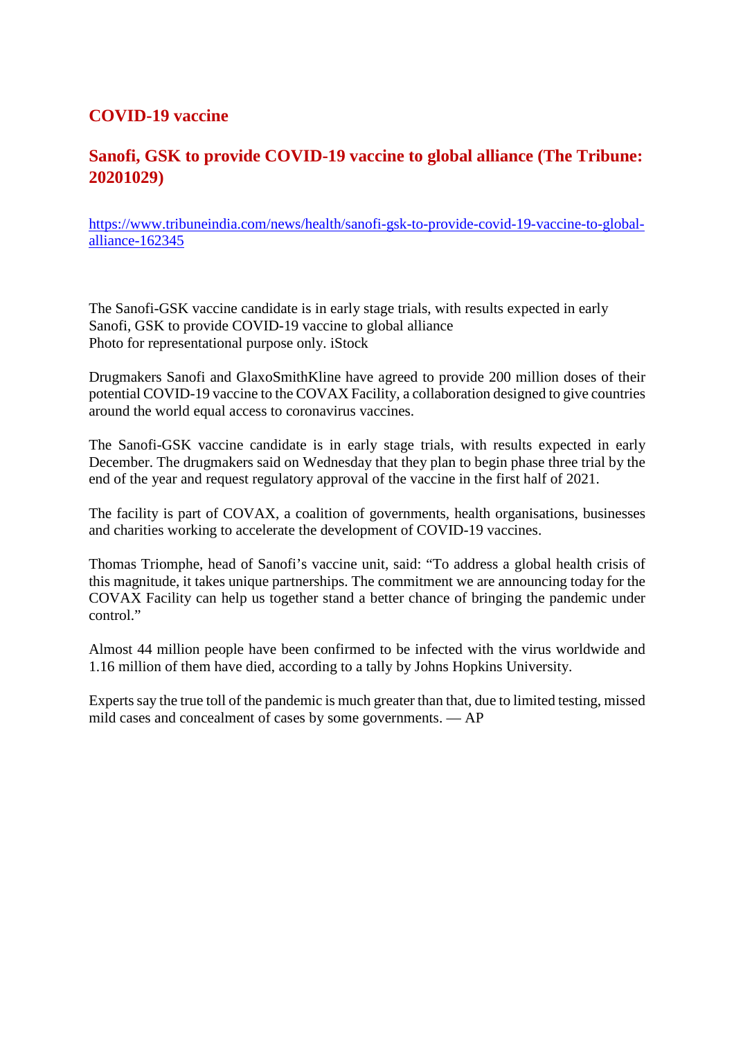## COVID-19 vaccine

## Sanofi, GSK to provide COVID-19 vaccine to global alliance (The Tribune: 20201029)

https://www.tribuneindia.com/news/health/sanofi-gsk-to-provide-covid-19-vaccine-to-global-alliance-162345

The Sanofi-GSK vaccine candidate is in early stage trials, with results expected in early
Sanofi, GSK to provide COVID-19 vaccine to global alliance
Photo for representational purpose only. iStock

Drugmakers Sanofi and GlaxoSmithKline have agreed to provide 200 million doses of their potential COVID-19 vaccine to the COVAX Facility, a collaboration designed to give countries around the world equal access to coronavirus vaccines.

The Sanofi-GSK vaccine candidate is in early stage trials, with results expected in early December. The drugmakers said on Wednesday that they plan to begin phase three trial by the end of the year and request regulatory approval of the vaccine in the first half of 2021.

The facility is part of COVAX, a coalition of governments, health organisations, businesses and charities working to accelerate the development of COVID-19 vaccines.

Thomas Triomphe, head of Sanofi's vaccine unit, said: "To address a global health crisis of this magnitude, it takes unique partnerships. The commitment we are announcing today for the COVAX Facility can help us together stand a better chance of bringing the pandemic under control."

Almost 44 million people have been confirmed to be infected with the virus worldwide and 1.16 million of them have died, according to a tally by Johns Hopkins University.

Experts say the true toll of the pandemic is much greater than that, due to limited testing, missed mild cases and concealment of cases by some governments. — AP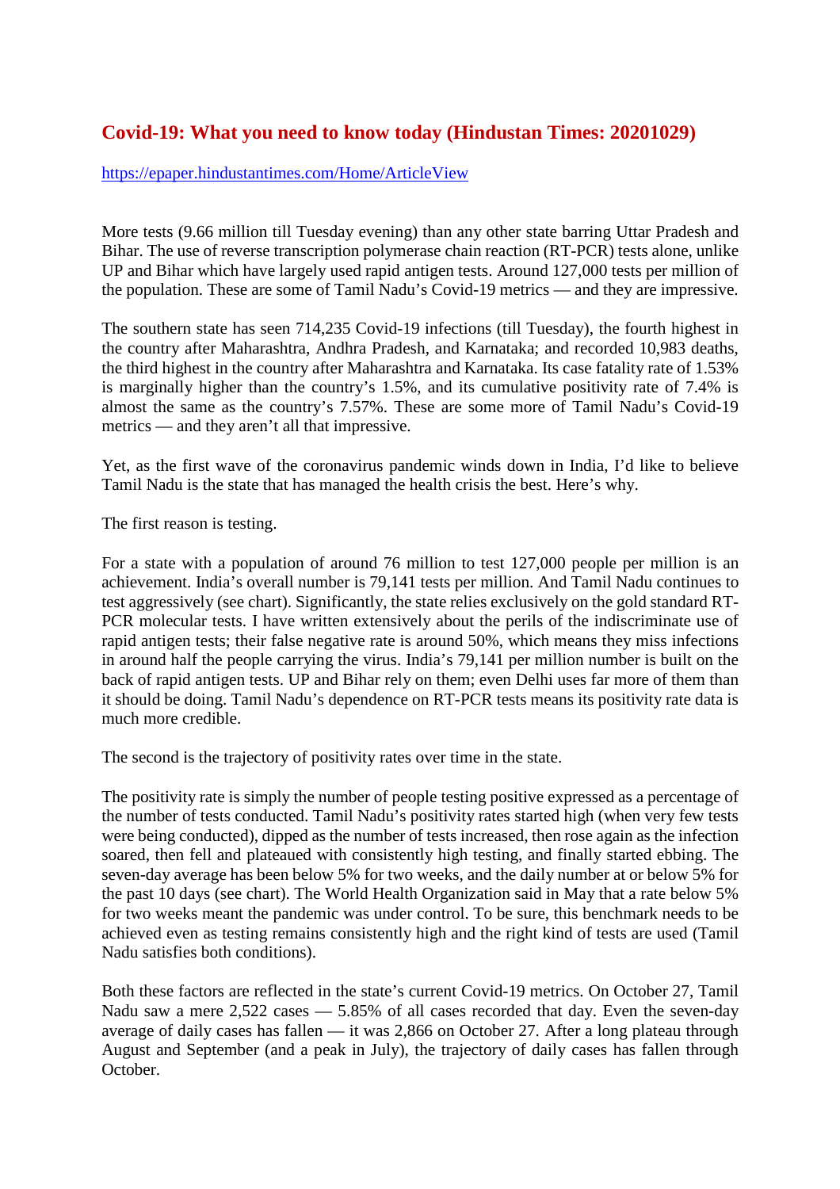## Covid-19: What you need to know today (Hindustan Times: 20201029)

https://epaper.hindustantimes.com/Home/ArticleView

More tests (9.66 million till Tuesday evening) than any other state barring Uttar Pradesh and Bihar. The use of reverse transcription polymerase chain reaction (RT-PCR) tests alone, unlike UP and Bihar which have largely used rapid antigen tests. Around 127,000 tests per million of the population. These are some of Tamil Nadu's Covid-19 metrics — and they are impressive.

The southern state has seen 714,235 Covid-19 infections (till Tuesday), the fourth highest in the country after Maharashtra, Andhra Pradesh, and Karnataka; and recorded 10,983 deaths, the third highest in the country after Maharashtra and Karnataka. Its case fatality rate of 1.53% is marginally higher than the country's 1.5%, and its cumulative positivity rate of 7.4% is almost the same as the country's 7.57%. These are some more of Tamil Nadu's Covid-19 metrics — and they aren't all that impressive.

Yet, as the first wave of the coronavirus pandemic winds down in India, I'd like to believe Tamil Nadu is the state that has managed the health crisis the best. Here's why.

The first reason is testing.

For a state with a population of around 76 million to test 127,000 people per million is an achievement. India's overall number is 79,141 tests per million. And Tamil Nadu continues to test aggressively (see chart). Significantly, the state relies exclusively on the gold standard RT-PCR molecular tests. I have written extensively about the perils of the indiscriminate use of rapid antigen tests; their false negative rate is around 50%, which means they miss infections in around half the people carrying the virus. India's 79,141 per million number is built on the back of rapid antigen tests. UP and Bihar rely on them; even Delhi uses far more of them than it should be doing. Tamil Nadu's dependence on RT-PCR tests means its positivity rate data is much more credible.

The second is the trajectory of positivity rates over time in the state.

The positivity rate is simply the number of people testing positive expressed as a percentage of the number of tests conducted. Tamil Nadu's positivity rates started high (when very few tests were being conducted), dipped as the number of tests increased, then rose again as the infection soared, then fell and plateaued with consistently high testing, and finally started ebbing. The seven-day average has been below 5% for two weeks, and the daily number at or below 5% for the past 10 days (see chart). The World Health Organization said in May that a rate below 5% for two weeks meant the pandemic was under control. To be sure, this benchmark needs to be achieved even as testing remains consistently high and the right kind of tests are used (Tamil Nadu satisfies both conditions).

Both these factors are reflected in the state's current Covid-19 metrics. On October 27, Tamil Nadu saw a mere 2,522 cases — 5.85% of all cases recorded that day. Even the seven-day average of daily cases has fallen — it was 2,866 on October 27. After a long plateau through August and September (and a peak in July), the trajectory of daily cases has fallen through October.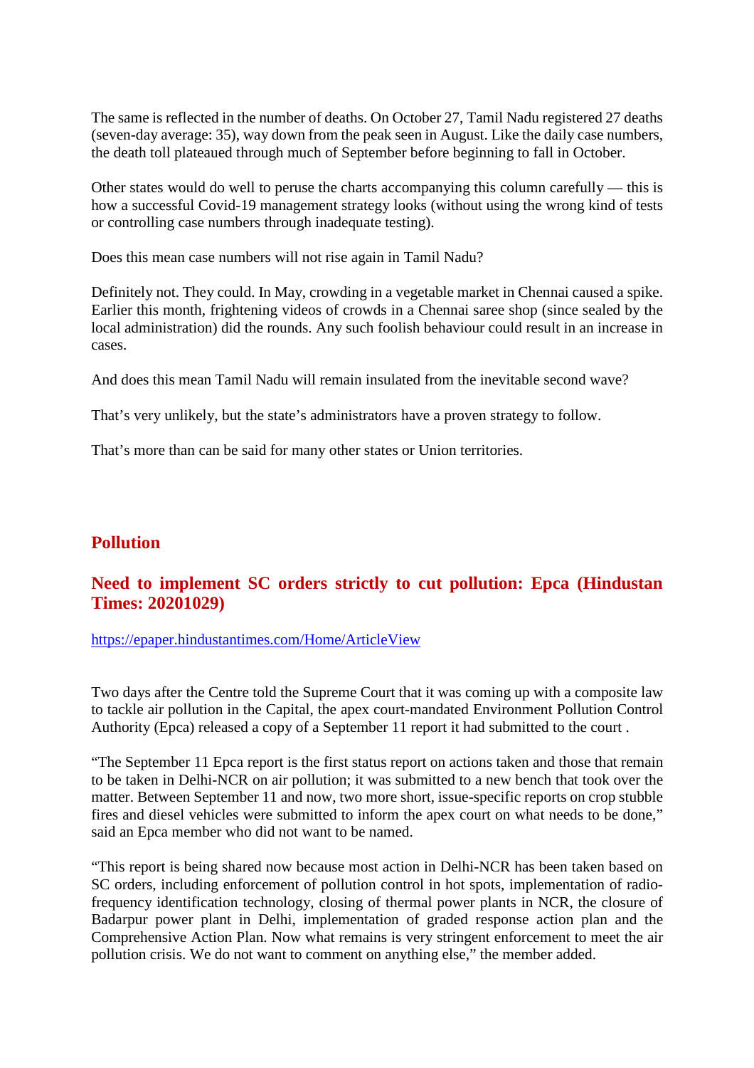The same is reflected in the number of deaths. On October 27, Tamil Nadu registered 27 deaths (seven-day average: 35), way down from the peak seen in August. Like the daily case numbers, the death toll plateaued through much of September before beginning to fall in October.

Other states would do well to peruse the charts accompanying this column carefully — this is how a successful Covid-19 management strategy looks (without using the wrong kind of tests or controlling case numbers through inadequate testing).

Does this mean case numbers will not rise again in Tamil Nadu?

Definitely not. They could. In May, crowding in a vegetable market in Chennai caused a spike. Earlier this month, frightening videos of crowds in a Chennai saree shop (since sealed by the local administration) did the rounds. Any such foolish behaviour could result in an increase in cases.

And does this mean Tamil Nadu will remain insulated from the inevitable second wave?

That's very unlikely, but the state's administrators have a proven strategy to follow.

That's more than can be said for many other states or Union territories.

## Pollution

## Need to implement SC orders strictly to cut pollution: Epca (Hindustan Times: 20201029)

https://epaper.hindustantimes.com/Home/ArticleView

Two days after the Centre told the Supreme Court that it was coming up with a composite law to tackle air pollution in the Capital, the apex court-mandated Environment Pollution Control Authority (Epca) released a copy of a September 11 report it had submitted to the court .

"The September 11 Epca report is the first status report on actions taken and those that remain to be taken in Delhi-NCR on air pollution; it was submitted to a new bench that took over the matter. Between September 11 and now, two more short, issue-specific reports on crop stubble fires and diesel vehicles were submitted to inform the apex court on what needs to be done," said an Epca member who did not want to be named.

"This report is being shared now because most action in Delhi-NCR has been taken based on SC orders, including enforcement of pollution control in hot spots, implementation of radio-frequency identification technology, closing of thermal power plants in NCR, the closure of Badarpur power plant in Delhi, implementation of graded response action plan and the Comprehensive Action Plan. Now what remains is very stringent enforcement to meet the air pollution crisis. We do not want to comment on anything else," the member added.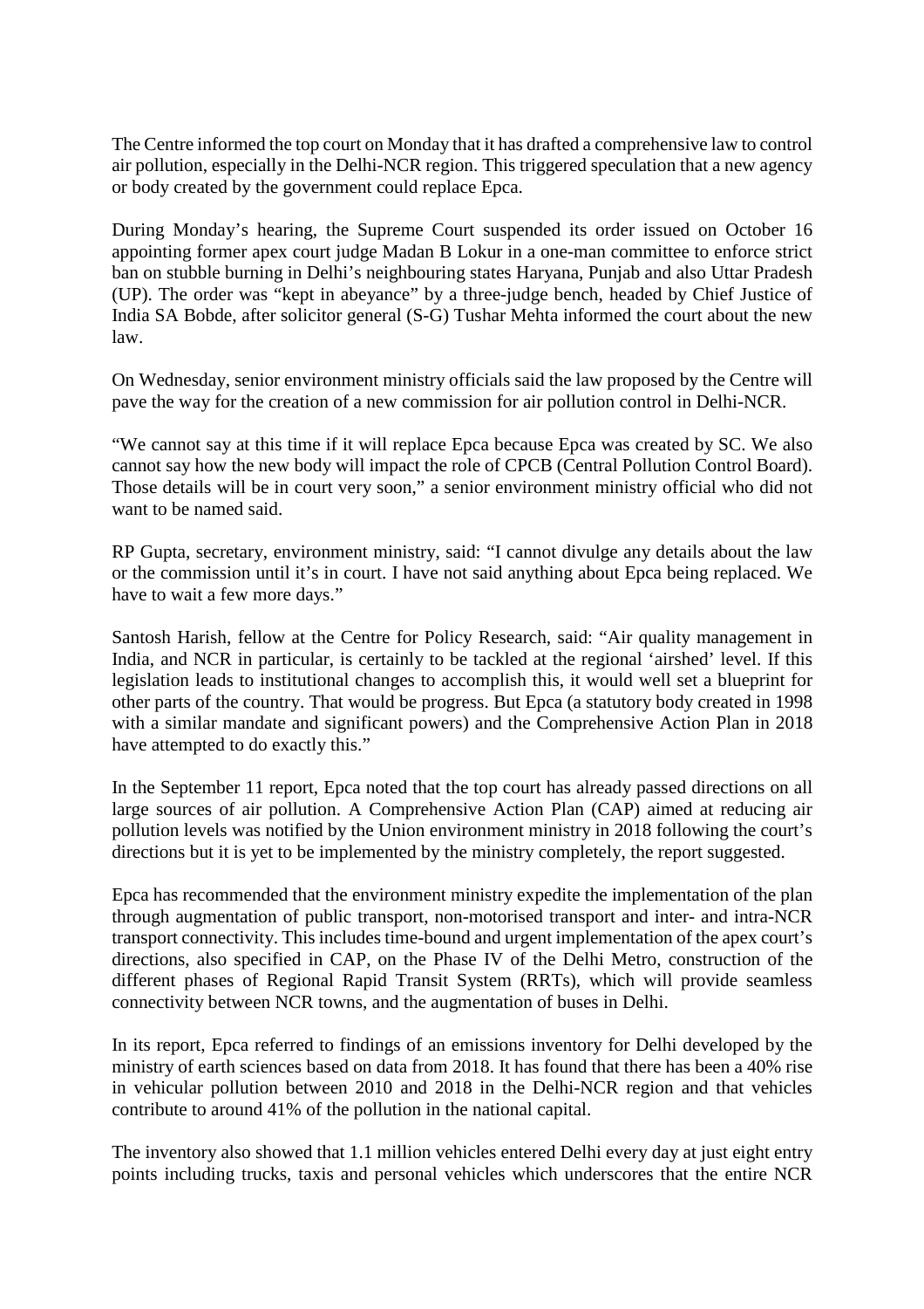The Centre informed the top court on Monday that it has drafted a comprehensive law to control air pollution, especially in the Delhi-NCR region. This triggered speculation that a new agency or body created by the government could replace Epca.

During Monday's hearing, the Supreme Court suspended its order issued on October 16 appointing former apex court judge Madan B Lokur in a one-man committee to enforce strict ban on stubble burning in Delhi's neighbouring states Haryana, Punjab and also Uttar Pradesh (UP). The order was "kept in abeyance" by a three-judge bench, headed by Chief Justice of India SA Bobde, after solicitor general (S-G) Tushar Mehta informed the court about the new law.

On Wednesday, senior environment ministry officials said the law proposed by the Centre will pave the way for the creation of a new commission for air pollution control in Delhi-NCR.

"We cannot say at this time if it will replace Epca because Epca was created by SC. We also cannot say how the new body will impact the role of CPCB (Central Pollution Control Board). Those details will be in court very soon," a senior environment ministry official who did not want to be named said.

RP Gupta, secretary, environment ministry, said: "I cannot divulge any details about the law or the commission until it's in court. I have not said anything about Epca being replaced. We have to wait a few more days."

Santosh Harish, fellow at the Centre for Policy Research, said: "Air quality management in India, and NCR in particular, is certainly to be tackled at the regional 'airshed' level. If this legislation leads to institutional changes to accomplish this, it would well set a blueprint for other parts of the country. That would be progress. But Epca (a statutory body created in 1998 with a similar mandate and significant powers) and the Comprehensive Action Plan in 2018 have attempted to do exactly this."

In the September 11 report, Epca noted that the top court has already passed directions on all large sources of air pollution. A Comprehensive Action Plan (CAP) aimed at reducing air pollution levels was notified by the Union environment ministry in 2018 following the court's directions but it is yet to be implemented by the ministry completely, the report suggested.

Epca has recommended that the environment ministry expedite the implementation of the plan through augmentation of public transport, non-motorised transport and inter- and intra-NCR transport connectivity. This includes time-bound and urgent implementation of the apex court's directions, also specified in CAP, on the Phase IV of the Delhi Metro, construction of the different phases of Regional Rapid Transit System (RRTs), which will provide seamless connectivity between NCR towns, and the augmentation of buses in Delhi.

In its report, Epca referred to findings of an emissions inventory for Delhi developed by the ministry of earth sciences based on data from 2018. It has found that there has been a 40% rise in vehicular pollution between 2010 and 2018 in the Delhi-NCR region and that vehicles contribute to around 41% of the pollution in the national capital.

The inventory also showed that 1.1 million vehicles entered Delhi every day at just eight entry points including trucks, taxis and personal vehicles which underscores that the entire NCR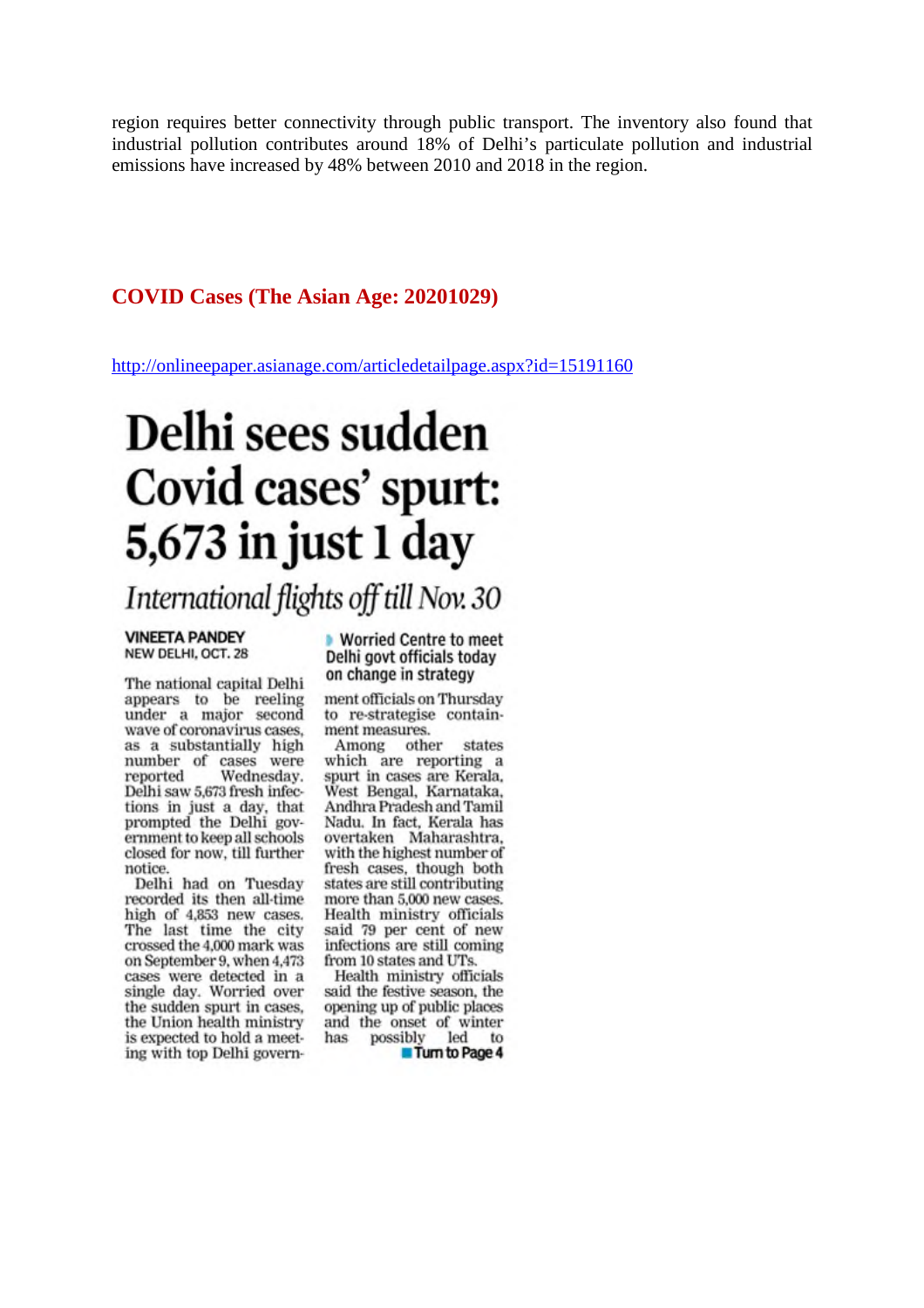region requires better connectivity through public transport. The inventory also found that industrial pollution contributes around 18% of Delhi's particulate pollution and industrial emissions have increased by 48% between 2010 and 2018 in the region.

## COVID Cases (The Asian Age: 20201029)

http://onlineepaper.asianage.com/articledetailpage.aspx?id=15191160

# Delhi sees sudden Covid cases' spurt: 5,673 in just 1 day

*International flights off till Nov. 30*

**VINEETA PANDEY**
NEW DELHI, OCT. 28

The national capital Delhi appears to be reeling under a major second wave of coronavirus cases, as a substantially high number of cases were reported Wednesday. Delhi saw 5,673 fresh infections in just a day, that prompted the Delhi government to keep all schools closed for now, till further notice.

Delhi had on Tuesday recorded its then all-time high of 4,853 new cases. The last time the city crossed the 4,000 mark was on September 9, when 4,473 cases were detected in a single day. Worried over the sudden spurt in cases, the Union health ministry is expected to hold a meeting with top Delhi government officials on Thursday to re-strategise containment measures.

**▸ Worried Centre to meet Delhi govt officials today on change in strategy**

Among other states which are reporting a spurt in cases are Kerala, West Bengal, Karnataka, Andhra Pradesh and Tamil Nadu. In fact, Kerala has overtaken Maharashtra, with the highest number of fresh cases, though both states are still contributing more than 5,000 new cases. Health ministry officials said 79 per cent of new infections are still coming from 10 states and UTs.

Health ministry officials said the festive season, the opening up of public places and the onset of winter has possibly led to

**Turn to Page 4**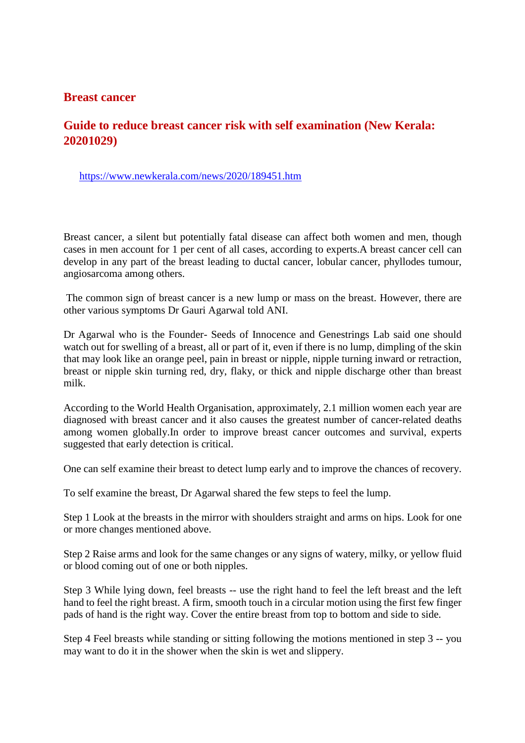## Breast cancer

## Guide to reduce breast cancer risk with self examination (New Kerala: 20201029)

https://www.newkerala.com/news/2020/189451.htm

Breast cancer, a silent but potentially fatal disease can affect both women and men, though cases in men account for 1 per cent of all cases, according to experts.A breast cancer cell can develop in any part of the breast leading to ductal cancer, lobular cancer, phyllodes tumour, angiosarcoma among others.

The common sign of breast cancer is a new lump or mass on the breast. However, there are other various symptoms Dr Gauri Agarwal told ANI.

Dr Agarwal who is the Founder- Seeds of Innocence and Genestrings Lab said one should watch out for swelling of a breast, all or part of it, even if there is no lump, dimpling of the skin that may look like an orange peel, pain in breast or nipple, nipple turning inward or retraction, breast or nipple skin turning red, dry, flaky, or thick and nipple discharge other than breast milk.

According to the World Health Organisation, approximately, 2.1 million women each year are diagnosed with breast cancer and it also causes the greatest number of cancer-related deaths among women globally.In order to improve breast cancer outcomes and survival, experts suggested that early detection is critical.

One can self examine their breast to detect lump early and to improve the chances of recovery.

To self examine the breast, Dr Agarwal shared the few steps to feel the lump.

Step 1 Look at the breasts in the mirror with shoulders straight and arms on hips. Look for one or more changes mentioned above.

Step 2 Raise arms and look for the same changes or any signs of watery, milky, or yellow fluid or blood coming out of one or both nipples.

Step 3 While lying down, feel breasts -- use the right hand to feel the left breast and the left hand to feel the right breast. A firm, smooth touch in a circular motion using the first few finger pads of hand is the right way. Cover the entire breast from top to bottom and side to side.

Step 4 Feel breasts while standing or sitting following the motions mentioned in step 3 -- you may want to do it in the shower when the skin is wet and slippery.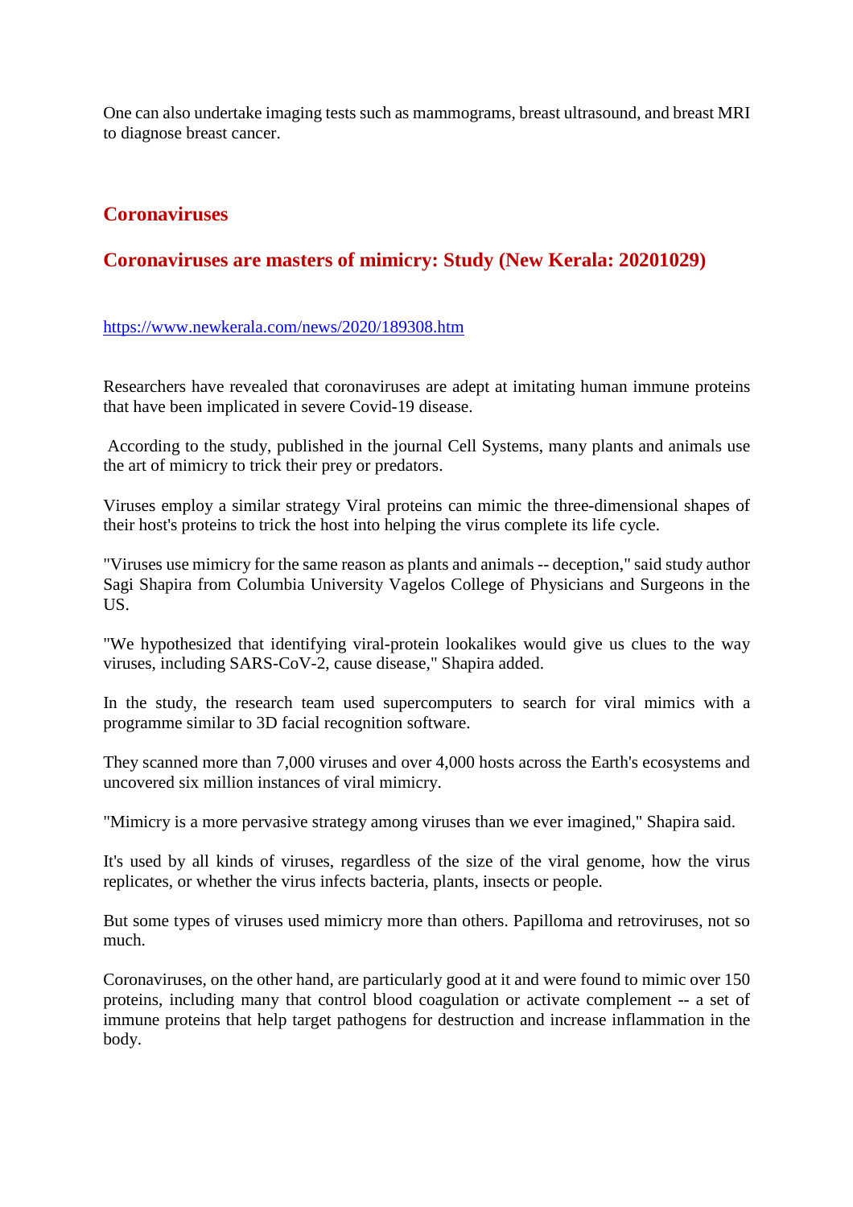One can also undertake imaging tests such as mammograms, breast ultrasound, and breast MRI to diagnose breast cancer.

## Coronaviruses

## Coronaviruses are masters of mimicry: Study (New Kerala: 20201029)

https://www.newkerala.com/news/2020/189308.htm

Researchers have revealed that coronaviruses are adept at imitating human immune proteins that have been implicated in severe Covid-19 disease.

According to the study, published in the journal Cell Systems, many plants and animals use the art of mimicry to trick their prey or predators.

Viruses employ a similar strategy Viral proteins can mimic the three-dimensional shapes of their host's proteins to trick the host into helping the virus complete its life cycle.

"Viruses use mimicry for the same reason as plants and animals -- deception," said study author Sagi Shapira from Columbia University Vagelos College of Physicians and Surgeons in the US.

"We hypothesized that identifying viral-protein lookalikes would give us clues to the way viruses, including SARS-CoV-2, cause disease," Shapira added.

In the study, the research team used supercomputers to search for viral mimics with a programme similar to 3D facial recognition software.

They scanned more than 7,000 viruses and over 4,000 hosts across the Earth's ecosystems and uncovered six million instances of viral mimicry.

"Mimicry is a more pervasive strategy among viruses than we ever imagined," Shapira said.

It's used by all kinds of viruses, regardless of the size of the viral genome, how the virus replicates, or whether the virus infects bacteria, plants, insects or people.

But some types of viruses used mimicry more than others. Papilloma and retroviruses, not so much.

Coronaviruses, on the other hand, are particularly good at it and were found to mimic over 150 proteins, including many that control blood coagulation or activate complement -- a set of immune proteins that help target pathogens for destruction and increase inflammation in the body.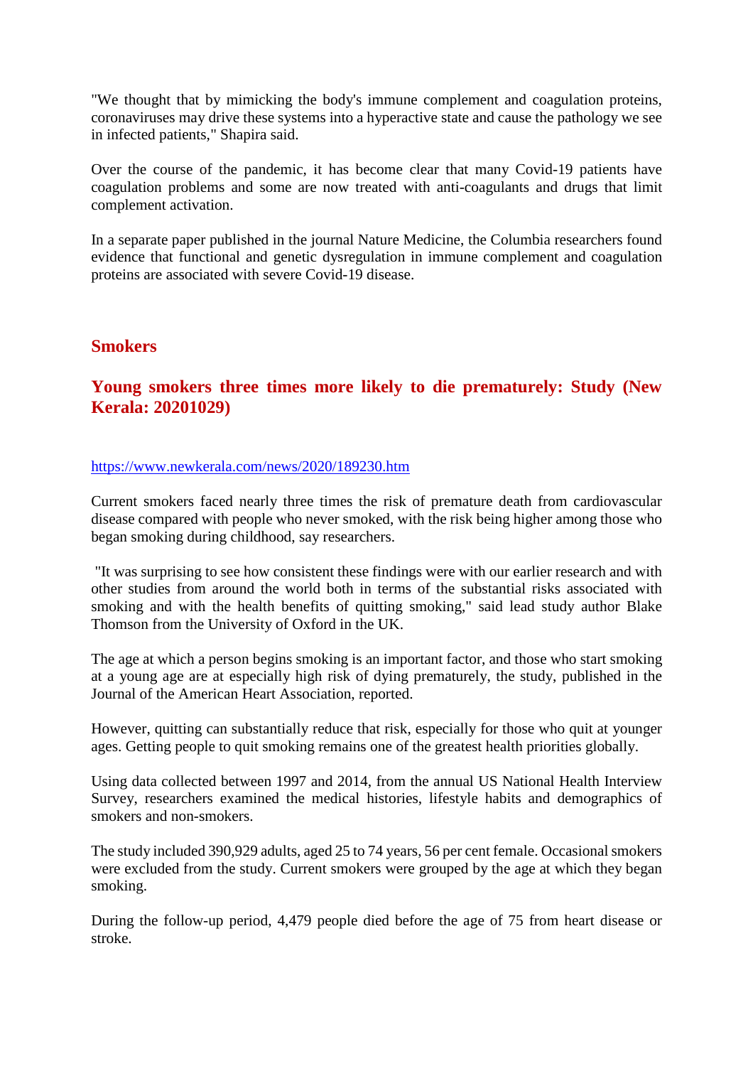"We thought that by mimicking the body's immune complement and coagulation proteins, coronaviruses may drive these systems into a hyperactive state and cause the pathology we see in infected patients," Shapira said.

Over the course of the pandemic, it has become clear that many Covid-19 patients have coagulation problems and some are now treated with anti-coagulants and drugs that limit complement activation.

In a separate paper published in the journal Nature Medicine, the Columbia researchers found evidence that functional and genetic dysregulation in immune complement and coagulation proteins are associated with severe Covid-19 disease.

## Smokers

## Young smokers three times more likely to die prematurely: Study (New Kerala: 20201029)

https://www.newkerala.com/news/2020/189230.htm

Current smokers faced nearly three times the risk of premature death from cardiovascular disease compared with people who never smoked, with the risk being higher among those who began smoking during childhood, say researchers.

"It was surprising to see how consistent these findings were with our earlier research and with other studies from around the world both in terms of the substantial risks associated with smoking and with the health benefits of quitting smoking," said lead study author Blake Thomson from the University of Oxford in the UK.

The age at which a person begins smoking is an important factor, and those who start smoking at a young age are at especially high risk of dying prematurely, the study, published in the Journal of the American Heart Association, reported.

However, quitting can substantially reduce that risk, especially for those who quit at younger ages. Getting people to quit smoking remains one of the greatest health priorities globally.

Using data collected between 1997 and 2014, from the annual US National Health Interview Survey, researchers examined the medical histories, lifestyle habits and demographics of smokers and non-smokers.

The study included 390,929 adults, aged 25 to 74 years, 56 per cent female. Occasional smokers were excluded from the study. Current smokers were grouped by the age at which they began smoking.

During the follow-up period, 4,479 people died before the age of 75 from heart disease or stroke.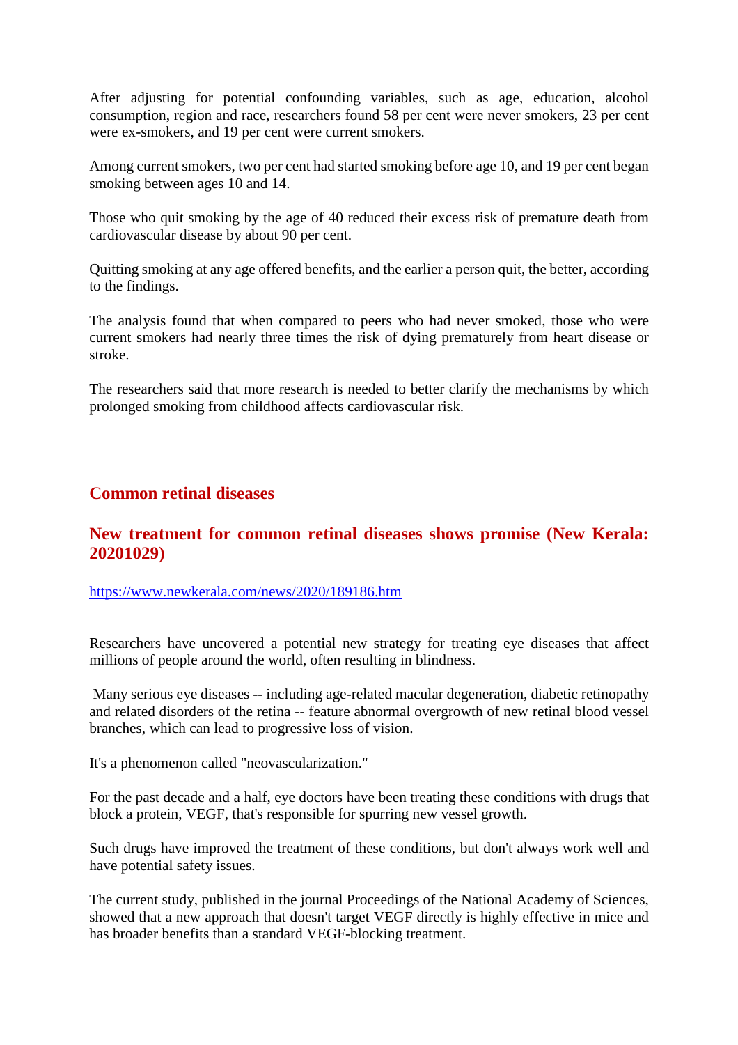After adjusting for potential confounding variables, such as age, education, alcohol consumption, region and race, researchers found 58 per cent were never smokers, 23 per cent were ex-smokers, and 19 per cent were current smokers.

Among current smokers, two per cent had started smoking before age 10, and 19 per cent began smoking between ages 10 and 14.

Those who quit smoking by the age of 40 reduced their excess risk of premature death from cardiovascular disease by about 90 per cent.

Quitting smoking at any age offered benefits, and the earlier a person quit, the better, according to the findings.

The analysis found that when compared to peers who had never smoked, those who were current smokers had nearly three times the risk of dying prematurely from heart disease or stroke.

The researchers said that more research is needed to better clarify the mechanisms by which prolonged smoking from childhood affects cardiovascular risk.

## Common retinal diseases

### New treatment for common retinal diseases shows promise (New Kerala: 20201029)

https://www.newkerala.com/news/2020/189186.htm

Researchers have uncovered a potential new strategy for treating eye diseases that affect millions of people around the world, often resulting in blindness.

Many serious eye diseases -- including age-related macular degeneration, diabetic retinopathy and related disorders of the retina -- feature abnormal overgrowth of new retinal blood vessel branches, which can lead to progressive loss of vision.

It's a phenomenon called "neovascularization."

For the past decade and a half, eye doctors have been treating these conditions with drugs that block a protein, VEGF, that's responsible for spurring new vessel growth.

Such drugs have improved the treatment of these conditions, but don't always work well and have potential safety issues.

The current study, published in the journal Proceedings of the National Academy of Sciences, showed that a new approach that doesn't target VEGF directly is highly effective in mice and has broader benefits than a standard VEGF-blocking treatment.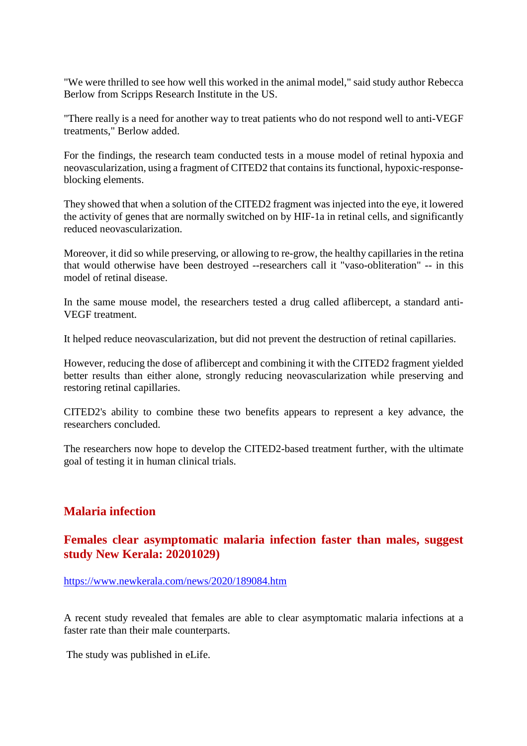"We were thrilled to see how well this worked in the animal model," said study author Rebecca Berlow from Scripps Research Institute in the US.

"There really is a need for another way to treat patients who do not respond well to anti-VEGF treatments," Berlow added.

For the findings, the research team conducted tests in a mouse model of retinal hypoxia and neovascularization, using a fragment of CITED2 that contains its functional, hypoxic-response-blocking elements.

They showed that when a solution of the CITED2 fragment was injected into the eye, it lowered the activity of genes that are normally switched on by HIF-1a in retinal cells, and significantly reduced neovascularization.

Moreover, it did so while preserving, or allowing to re-grow, the healthy capillaries in the retina that would otherwise have been destroyed --researchers call it "vaso-obliteration" -- in this model of retinal disease.

In the same mouse model, the researchers tested a drug called aflibercept, a standard anti-VEGF treatment.

It helped reduce neovascularization, but did not prevent the destruction of retinal capillaries.

However, reducing the dose of aflibercept and combining it with the CITED2 fragment yielded better results than either alone, strongly reducing neovascularization while preserving and restoring retinal capillaries.

CITED2's ability to combine these two benefits appears to represent a key advance, the researchers concluded.

The researchers now hope to develop the CITED2-based treatment further, with the ultimate goal of testing it in human clinical trials.

## Malaria infection

## Females clear asymptomatic malaria infection faster than males, suggest study New Kerala: 20201029)

https://www.newkerala.com/news/2020/189084.htm

A recent study revealed that females are able to clear asymptomatic malaria infections at a faster rate than their male counterparts.

The study was published in eLife.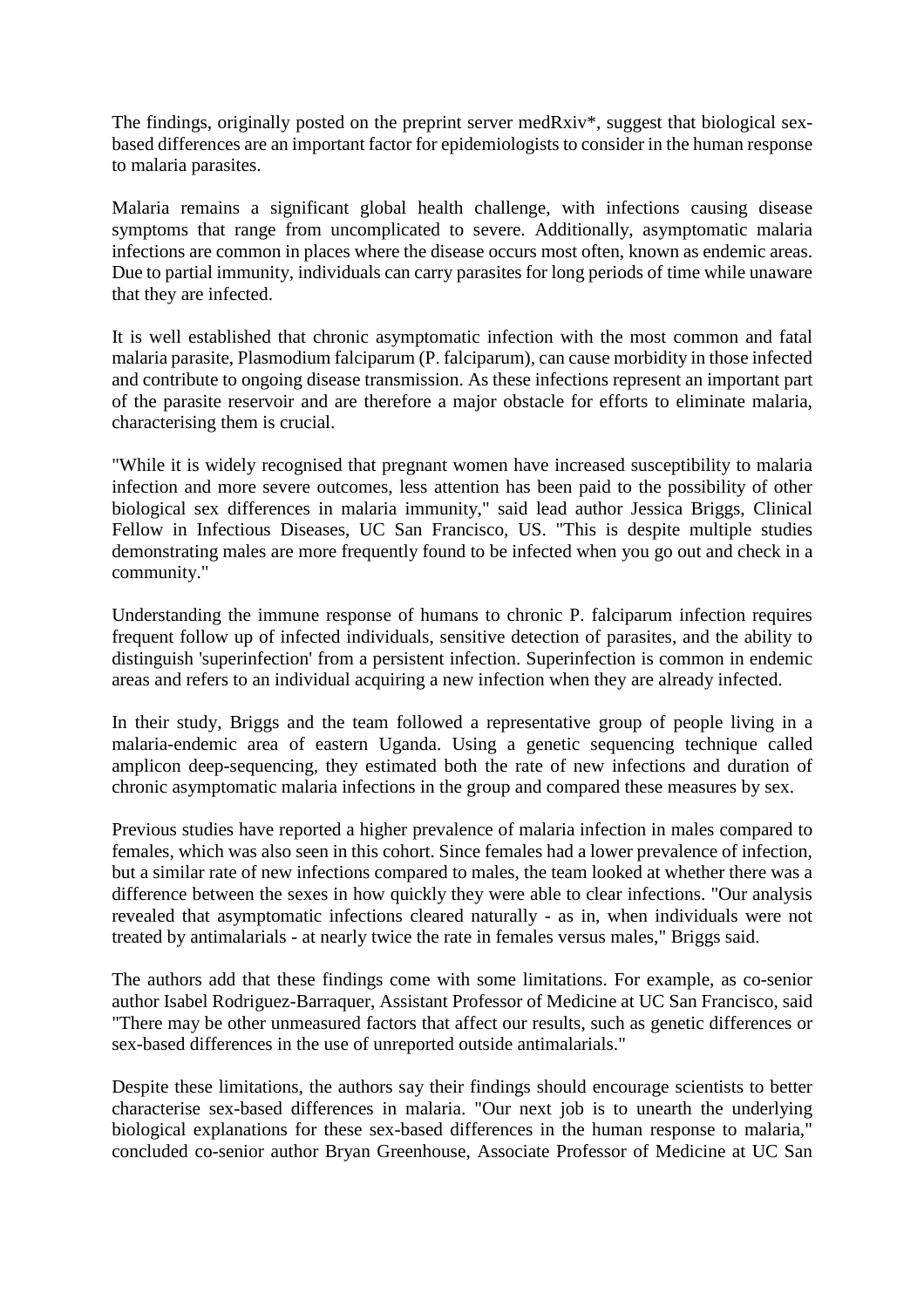The findings, originally posted on the preprint server medRxiv*, suggest that biological sex-based differences are an important factor for epidemiologists to consider in the human response to malaria parasites.

Malaria remains a significant global health challenge, with infections causing disease symptoms that range from uncomplicated to severe. Additionally, asymptomatic malaria infections are common in places where the disease occurs most often, known as endemic areas. Due to partial immunity, individuals can carry parasites for long periods of time while unaware that they are infected.

It is well established that chronic asymptomatic infection with the most common and fatal malaria parasite, Plasmodium falciparum (P. falciparum), can cause morbidity in those infected and contribute to ongoing disease transmission. As these infections represent an important part of the parasite reservoir and are therefore a major obstacle for efforts to eliminate malaria, characterising them is crucial.

"While it is widely recognised that pregnant women have increased susceptibility to malaria infection and more severe outcomes, less attention has been paid to the possibility of other biological sex differences in malaria immunity," said lead author Jessica Briggs, Clinical Fellow in Infectious Diseases, UC San Francisco, US. "This is despite multiple studies demonstrating males are more frequently found to be infected when you go out and check in a community."

Understanding the immune response of humans to chronic P. falciparum infection requires frequent follow up of infected individuals, sensitive detection of parasites, and the ability to distinguish 'superinfection' from a persistent infection. Superinfection is common in endemic areas and refers to an individual acquiring a new infection when they are already infected.

In their study, Briggs and the team followed a representative group of people living in a malaria-endemic area of eastern Uganda. Using a genetic sequencing technique called amplicon deep-sequencing, they estimated both the rate of new infections and duration of chronic asymptomatic malaria infections in the group and compared these measures by sex.

Previous studies have reported a higher prevalence of malaria infection in males compared to females, which was also seen in this cohort. Since females had a lower prevalence of infection, but a similar rate of new infections compared to males, the team looked at whether there was a difference between the sexes in how quickly they were able to clear infections. "Our analysis revealed that asymptomatic infections cleared naturally - as in, when individuals were not treated by antimalarials - at nearly twice the rate in females versus males," Briggs said.

The authors add that these findings come with some limitations. For example, as co-senior author Isabel Rodriguez-Barraquer, Assistant Professor of Medicine at UC San Francisco, said "There may be other unmeasured factors that affect our results, such as genetic differences or sex-based differences in the use of unreported outside antimalarials."

Despite these limitations, the authors say their findings should encourage scientists to better characterise sex-based differences in malaria. "Our next job is to unearth the underlying biological explanations for these sex-based differences in the human response to malaria," concluded co-senior author Bryan Greenhouse, Associate Professor of Medicine at UC San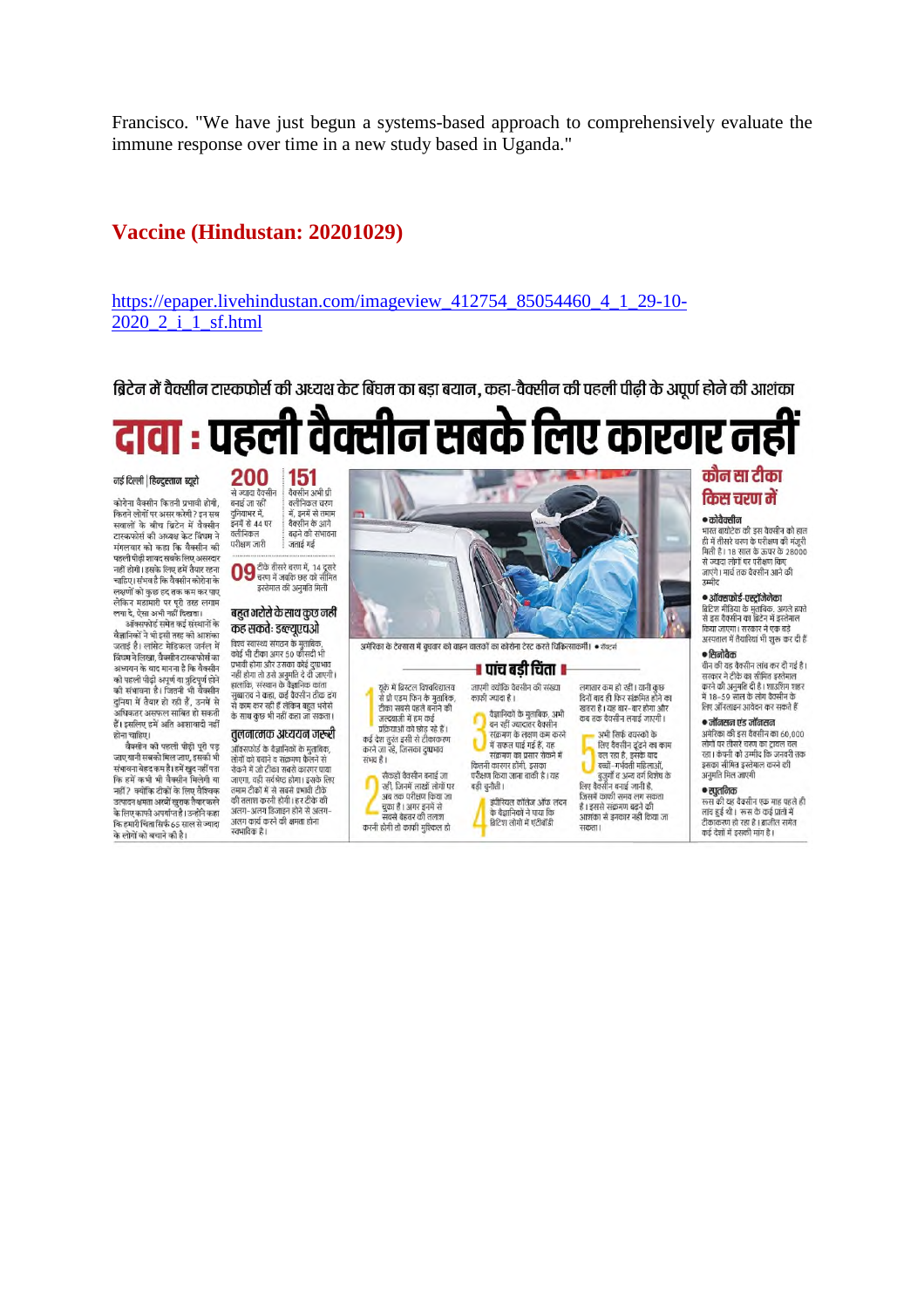Francisco. "We have just begun a systems-based approach to comprehensively evaluate the immune response over time in a new study based in Uganda."

## Vaccine (Hindustan: 20201029)

https://epaper.livehindustan.com/imageview_412754_85054460_4_1_29-10-2020_2_i_1_sf.html

ब्रिटेन में वैक्सीन टास्कफोर्स की अध्यक्ष केट बिंघम का बड़ा बयान, कहा-वैक्सीन की पहली पीढ़ी के अपूर्ण होने की आशंका

# दावा : पहली वैक्सीन सबके लिए कारगर नहीं

नई दिल्ली | हिन्दुस्तान ब्यूरो

कोरोना वैक्सीन कितनी प्रभावी होगी, कितने लोगों पर असर करेगी? इन सब सवालों के बीच ब्रिटेन में वैक्सीन टास्कफोर्स की अध्यक्ष केट बिंघम ने मंगलवार को कहा कि वैक्सीन की पहली पीढ़ी शायद सबके लिए असरदार नहीं होगी। इसके लिए हमें तैयार रहना चाहिए। संभव है कि वैक्सीन कोरोना के लक्षणों को कुछ हद तक कम कर पाए, लेकिन महामारी पर पूरी तरह लगाम लगा दे, ऐसा अभी नहीं दिखता।

ऑक्सफोर्ड समेत कई संस्थानों के वैज्ञानिकों ने भी इसी तरह की आशंका जताई है। लासेंट मेडिकल जर्नल में बिंघम ने लिखा, वैक्सीन टास्कफोर्स का अध्ययन के बाद मानना है कि वैक्सीन की पहली पीढ़ी अपूर्ण या त्रुटिपूर्ण होने की संभावना है। जितनी भी वैक्सीन दुनिया में तैयार हो रही हैं, उनमें से अधिकतर असफल साबित हो सकती हैं। इसलिए हमें अति आशावादी नहीं होना चाहिए।

वैक्सीन की पहली पीढ़ी पूरी तरह जाए तो सबको मिल जाए, इसकी भी संभावना बेहद कम है। हमें खुद नहीं पता कि हमें कभी भी वैक्सीन मिलेगी या नहीं? क्योंकि टीकों के लिए वैश्विक उत्पादन क्षमता अरबों खुराक तैयार करने के लिए काफी अपर्याप्त है। उन्होंने कहा कि हमारी चिंता सिर्फ 65 साल से ज्यादा के लोगों को बचाने की है।

**200** से ज्यादा वैक्सीन बनाई जा रहीं दुनियाभर में, इनमें से 44 पर क्लीनिकल परीक्षण जारी

**151** वैक्सीन अभी प्री क्लीनिकल चरण में, इनमें से तमाम वैक्सीन के आगे बढ़ने की संभावना जताई गई

**09** टीके तीसरे चरण में, 14 दूसरे चरण में जबकि छह को सीमित इस्तेमाल की अनुमति मिली

### बहुत भरोसे के साथ कुछ नहीं कह सकते: डब्ल्यूएचओ

विश्व स्वास्थ्य संगठन के मुताबिक, कोई भी टीका अगर 50 फीसदी भी प्रभावी होगा और उसका कोई दुष्प्रभाव नहीं होगा तो उसे अनुमति दे दी जाएगी। हालांकि, संस्थान के वैज्ञानिक वाला सुब्बाराव ने कहा, कई वैक्सीन ठीक ढंग से काम कर रही हैं लेकिन बहुत भरोसे के साथ कुछ भी नहीं कहा जा सकता।

### तुलनात्मक अध्ययन जरूरी

ऑक्सफोर्ड के वैज्ञानिकों के मुताबिक, लोगों को बचाने व संक्रमण फैलने से रोकने में जो टीका सबसे कारगर पाया जाएगा, वही सर्वश्रेष्ठ होगा। इसके लिए तमाम टीकों में से सबसे प्रभावी टीके की तलाश करनी होगी। हर टीके की अलग-अलग डिजाइन होने से अलग-अलग कार्य करने की क्षमता होना स्वाभाविक है।

अमेरिका के टेक्सास में बुधवार को वाहन चालकों का कोरोना टेस्ट करते चिकित्साकर्मी। ● रॉयटर्स

## पांच बड़ी चिंता

**1** यूके में ब्रिस्टल विश्वविद्यालय से डॉ. एडम फिन के मुताबिक, टीका सबसे पहले बनाने की जल्दबाजी में हम कई प्रक्रियाओं को छोड़ रहे हैं। कई देश तुरंत इसी से टीकाकरण करने जा रहे, जिसका दुष्प्रभाव संभव है।

**2** सैकड़ों वैक्सीन बनाई जा रहीं, जिनमें लाखों लोगों पर अब तक परीक्षण किया जा चुका है। अगर इनमें से सबसे बेहतर की तलाश करनी होगी तो काफी मुश्किल हो जाएगी क्योंकि वैक्सीन की संख्या काफी ज्यादा है।

**3** वैज्ञानिकों के मुताबिक, अभी तक नहीं पता कितने दिन बाद वैक्सीन संक्रमण के लक्षण कम करने में सफल पाई गई हैं, यह संक्रमण का प्रसार रोकने में कितनी कारगर होंगी, इसका परीक्षण किया जाना बाकी है। यह बड़ी चुनौती।

**4** इंपीरियल कॉलेज ऑफ लंदन के वैज्ञानिकों ने पाया कि ब्रिटेन लोगों में एंटीबॉडी लगातार कम हो रही। यानी कुछ दिनों बाद ही फिर संक्रमित होने का खतरा है। यह बार-बार होगा और कब तक वैक्सीन लगाई जाएगी।

**5** अभी सिर्फ वयस्कों के लिए वैक्सीन ढूंढ़ने का काम चल रहा है, इसके बाद बच्चों-गर्भवती महिलाओं, बुजुर्गों व अन्य वर्ग विशेष के लिए वैक्सीन बनाई जानी है, जिसमें काफी समय लग सकता है। इससे संक्रमण बढ़ने की आशंका से इनकार नहीं किया जा सकता।

## कौन सा टीका किस चरण में

**● कोवैक्सीन**
भारत बायोटेक की इस वैक्सीन को हाल ही में तीसरे चरण के परीक्षण की मंजूरी मिली है। 18 साल के ऊपर के 28000 से ज्यादा लोगों पर परीक्षण किए जाएंगे। मार्च तक वैक्सीन आने की उम्मीद

**● ऑक्सफोर्ड एस्ट्राजेनेका**
ब्रिटिश मीडिया के मुताबिक, अगले हफ्ते से इस वैक्सीन का ब्रिटेन में इस्तेमाल किया जाएगा। सरकार ने एक बड़े अस्पताल में तैयारियां भी शुरू कर दी हैं

**● सिनोवैक**
चीन की यह वैक्सीन लांच कर दी गई है। सरकार ने टीके का सीमित इस्तेमाल करने की अनुमति दी है। शाओक्सिंग शहर में 18-59 साल के लोग वैक्सीन के लिए ऑनलाइन आवेदन कर सकते हैं

**● जॉनसन एंड जॉनसन**
अमेरिका की इस वैक्सीन का 60,000 लोगों पर तीसरे चरण का ट्रायल चल रहा। कंपनी को उम्मीद कि जनवरी तक इसका सीमित इस्तेमाल करने की अनुमति मिल जाएगी

**● स्पूतनिक**
रूस की यह वैक्सीन एक माह पहले ही लांच हुई थी। रूस के कई प्रांतों में टीकाकरण हो रहा है। ब्राजील समेत कई देशों में इसकी मांग है।